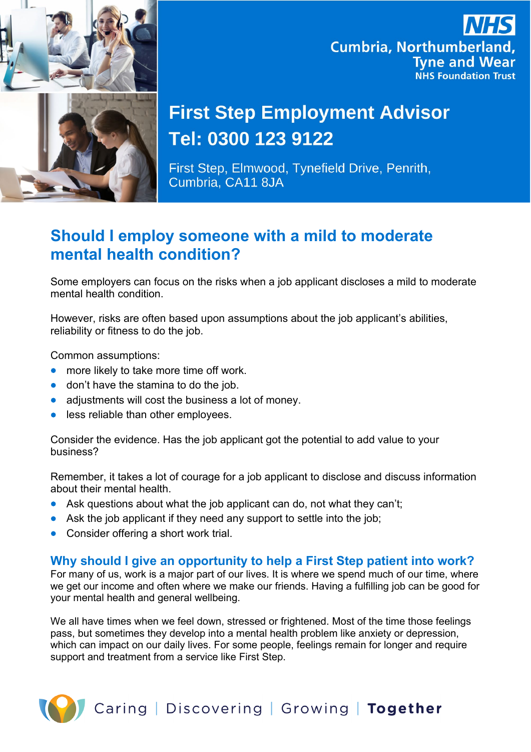NHS

Cumbria, Northumberland, Tyne and Wear
NHS Foundation Trust

# First Step Employment Advisor

# Tel: 0300 123 9122

First Step, Elmwood, Tynefield Drive, Penrith, Cumbria, CA11 8JA

## Should I employ someone with a mild to moderate mental health condition?

Some employers can focus on the risks when a job applicant discloses a mild to moderate mental health condition.

However, risks are often based upon assumptions about the job applicant's abilities, reliability or fitness to do the job.

Common assumptions:

- more likely to take more time off work.
- don't have the stamina to do the job.
- adjustments will cost the business a lot of money.
- less reliable than other employees.

Consider the evidence. Has the job applicant got the potential to add value to your business?

Remember, it takes a lot of courage for a job applicant to disclose and discuss information about their mental health.

- Ask questions about what the job applicant can do, not what they can't;
- Ask the job applicant if they need any support to settle into the job;
- Consider offering a short work trial.

### Why should I give an opportunity to help a First Step patient into work?

For many of us, work is a major part of our lives. It is where we spend much of our time, where we get our income and often where we make our friends. Having a fulfilling job can be good for your mental health and general wellbeing.

We all have times when we feel down, stressed or frightened. Most of the time those feelings pass, but sometimes they develop into a mental health problem like anxiety or depression, which can impact on our daily lives. For some people, feelings remain for longer and require support and treatment from a service like First Step.

Caring | Discovering | Growing | **Together**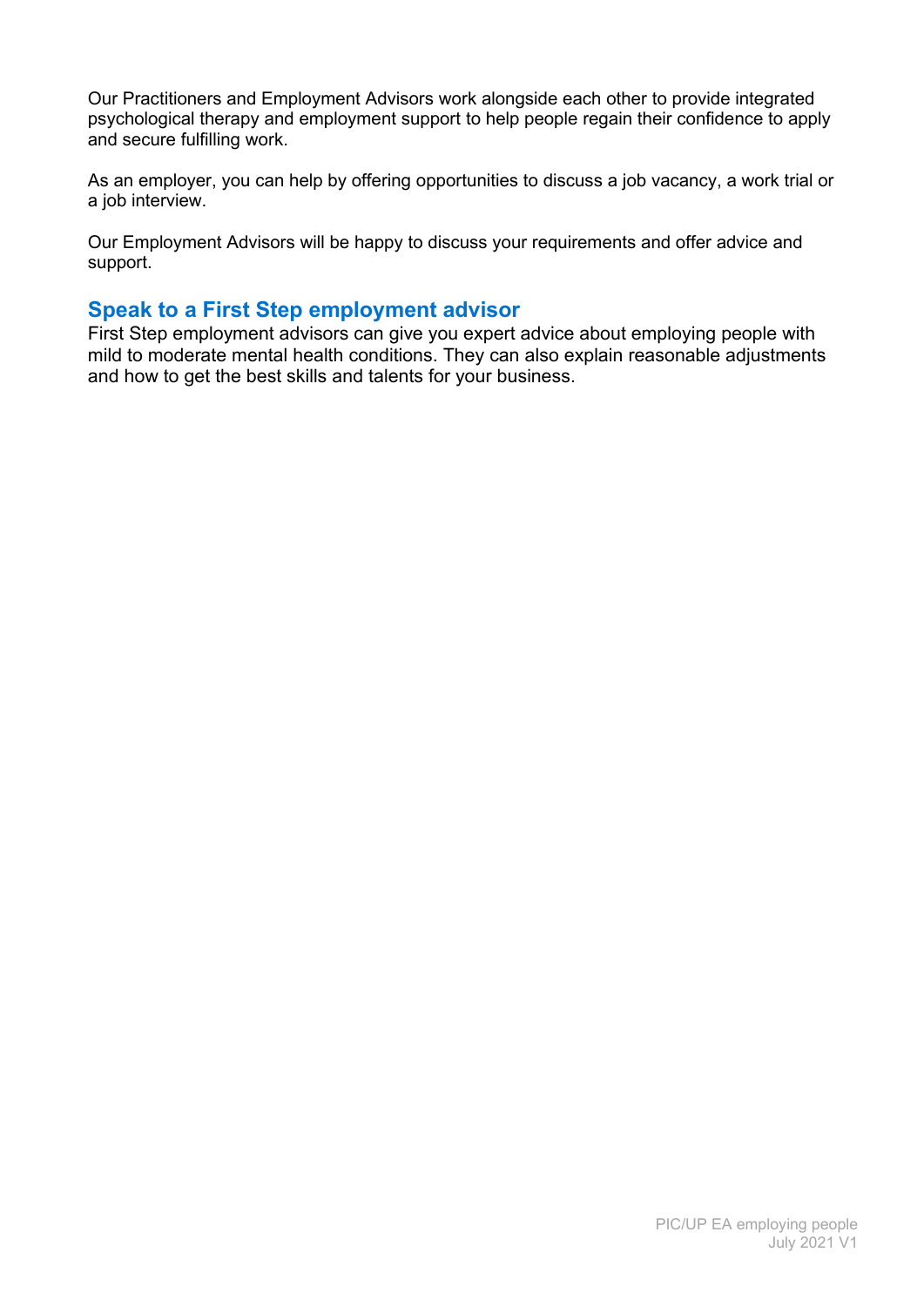Our Practitioners and Employment Advisors work alongside each other to provide integrated psychological therapy and employment support to help people regain their confidence to apply and secure fulfilling work.

As an employer, you can help by offering opportunities to discuss a job vacancy, a work trial or a job interview.

Our Employment Advisors will be happy to discuss your requirements and offer advice and support.

## Speak to a First Step employment advisor

First Step employment advisors can give you expert advice about employing people with mild to moderate mental health conditions. They can also explain reasonable adjustments and how to get the best skills and talents for your business.